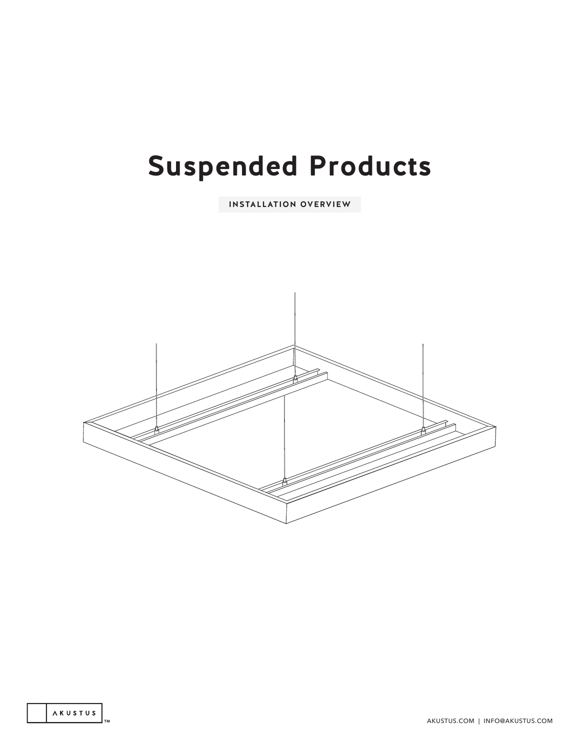# Suspended Products

INSTALLATION OVERVIEW

AKUSTUS™

AKUSTUS.COM | INFO@AKUSTUS.COM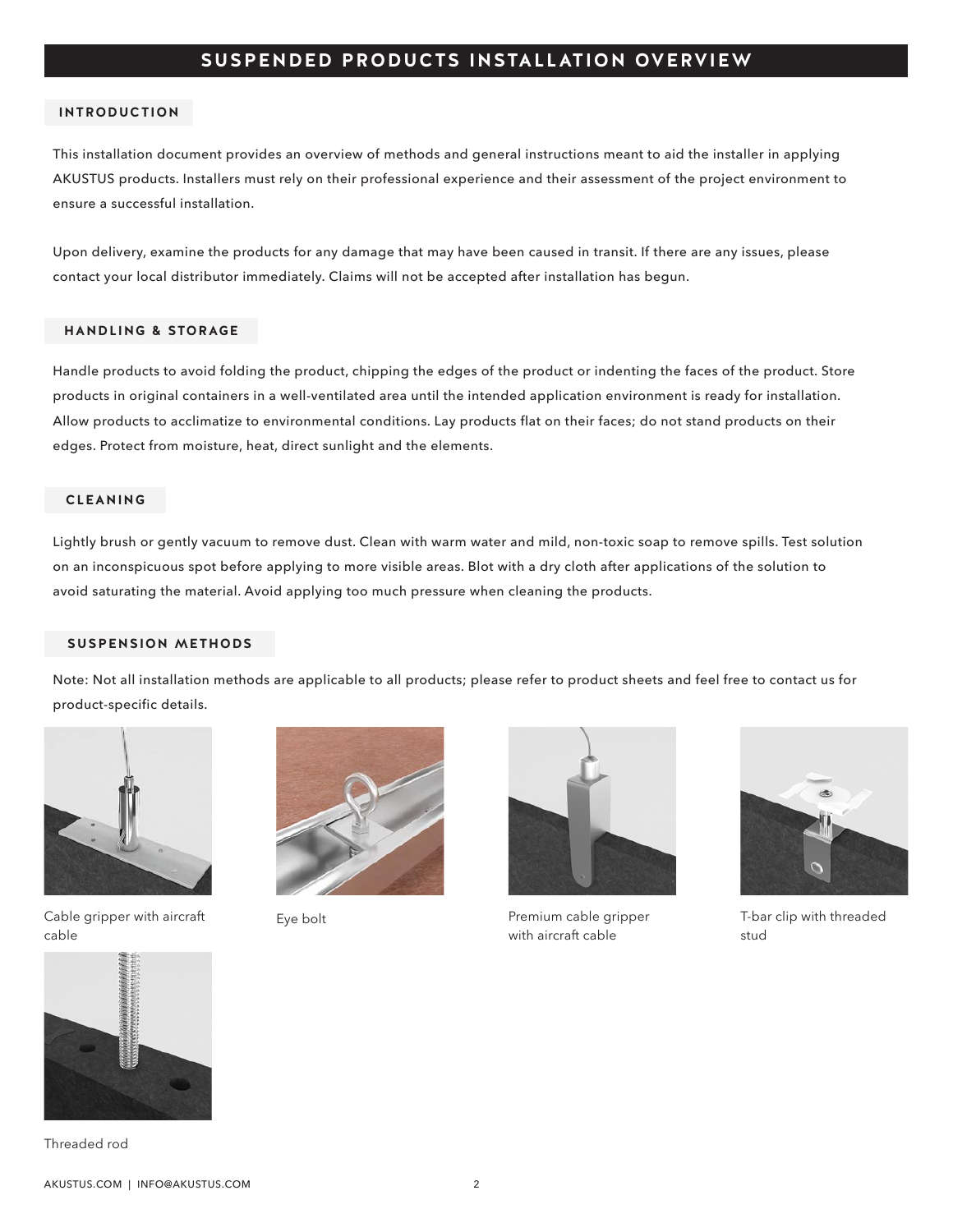# SUSPENDED PRODUCTS INSTALLATION OVERVIEW

## INTRODUCTION

This installation document provides an overview of methods and general instructions meant to aid the installer in applying AKUSTUS products. Installers must rely on their professional experience and their assessment of the project environment to ensure a successful installation.

Upon delivery, examine the products for any damage that may have been caused in transit. If there are any issues, please contact your local distributor immediately. Claims will not be accepted after installation has begun.

## HANDLING & STORAGE

Handle products to avoid folding the product, chipping the edges of the product or indenting the faces of the product. Store products in original containers in a well-ventilated area until the intended application environment is ready for installation. Allow products to acclimatize to environmental conditions. Lay products flat on their faces; do not stand products on their edges. Protect from moisture, heat, direct sunlight and the elements.

## CLEANING

Lightly brush or gently vacuum to remove dust. Clean with warm water and mild, non-toxic soap to remove spills. Test solution on an inconspicuous spot before applying to more visible areas. Blot with a dry cloth after applications of the solution to avoid saturating the material. Avoid applying too much pressure when cleaning the products.

## SUSPENSION METHODS

Note: Not all installation methods are applicable to all products; please refer to product sheets and feel free to contact us for product-specific details.

Cable gripper with aircraft cable

Eye bolt

Premium cable gripper with aircraft cable

T-bar clip with threaded stud

Threaded rod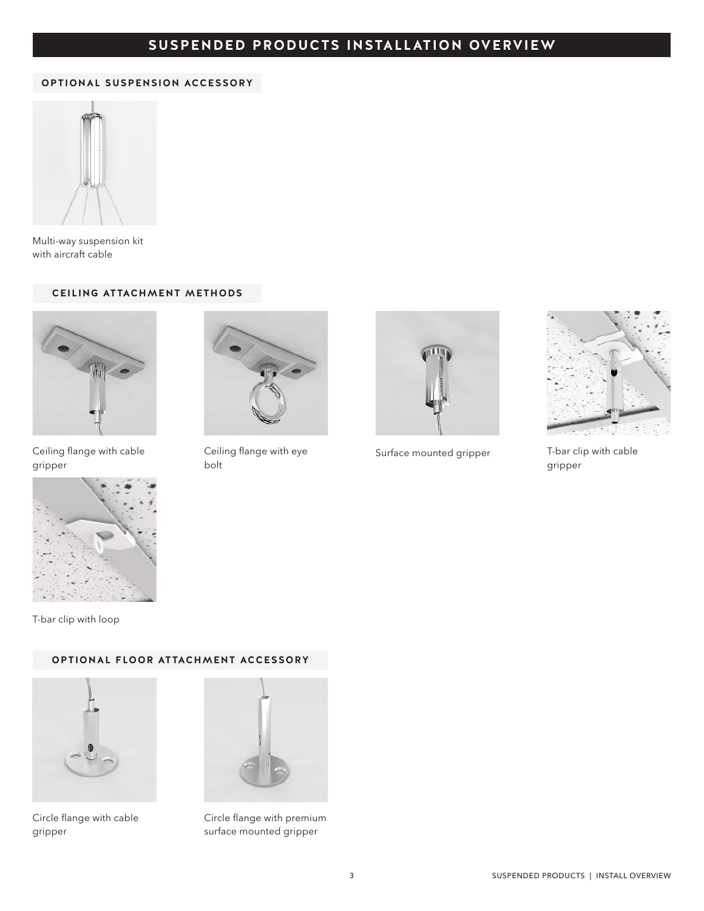# SUSPENDED PRODUCTS INSTALLATION OVERVIEW

## OPTIONAL SUSPENSION ACCESSORY

Multi-way suspension kit with aircraft cable

## CEILING ATTACHMENT METHODS

Ceiling flange with cable gripper

Ceiling flange with eye bolt

Surface mounted gripper

T-bar clip with cable gripper

T-bar clip with loop

## OPTIONAL FLOOR ATTACHMENT ACCESSORY

Circle flange with cable gripper

Circle flange with premium surface mounted gripper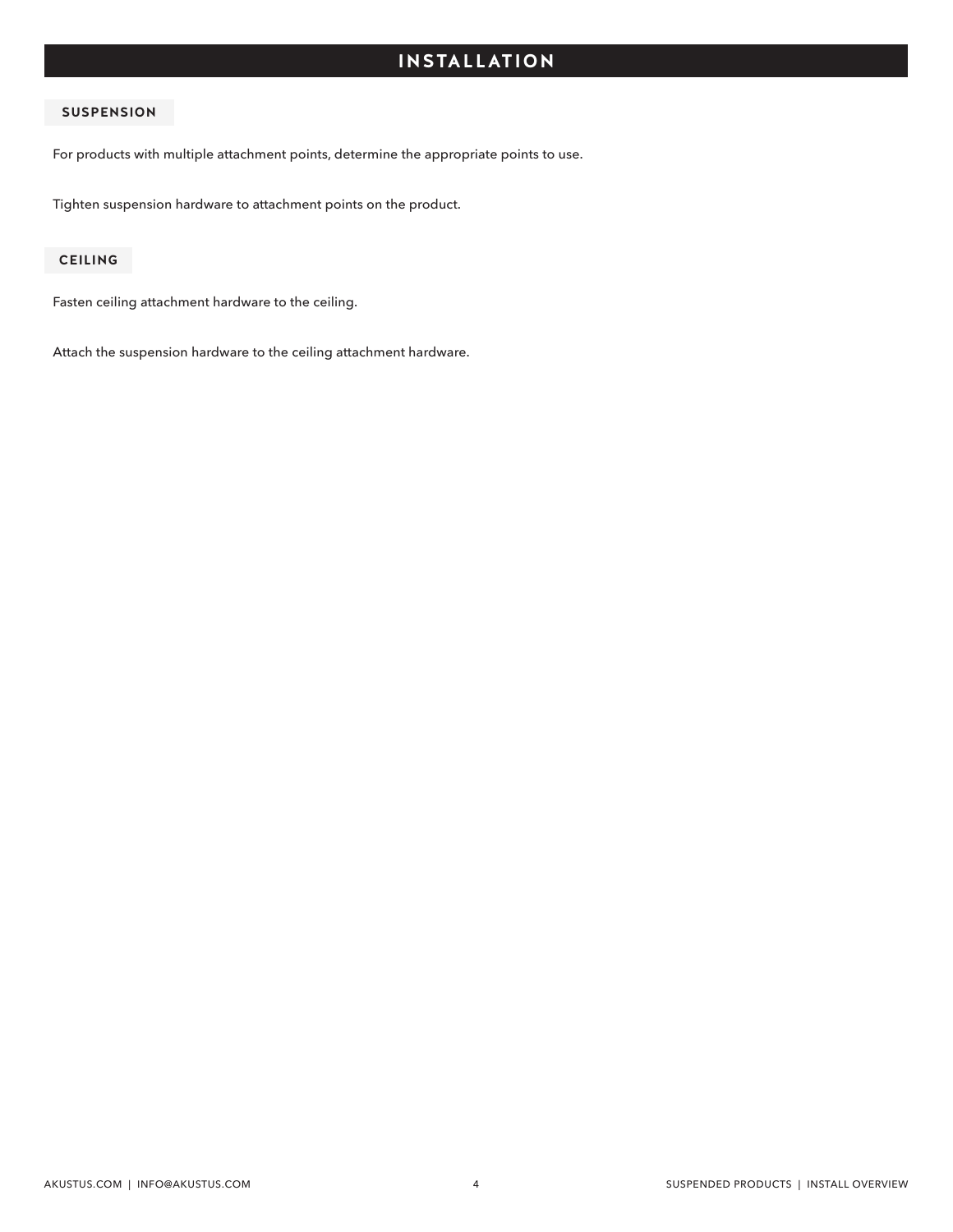# INSTALLATION

## SUSPENSION

For products with multiple attachment points, determine the appropriate points to use.

Tighten suspension hardware to attachment points on the product.

## CEILING

Fasten ceiling attachment hardware to the ceiling.

Attach the suspension hardware to the ceiling attachment hardware.